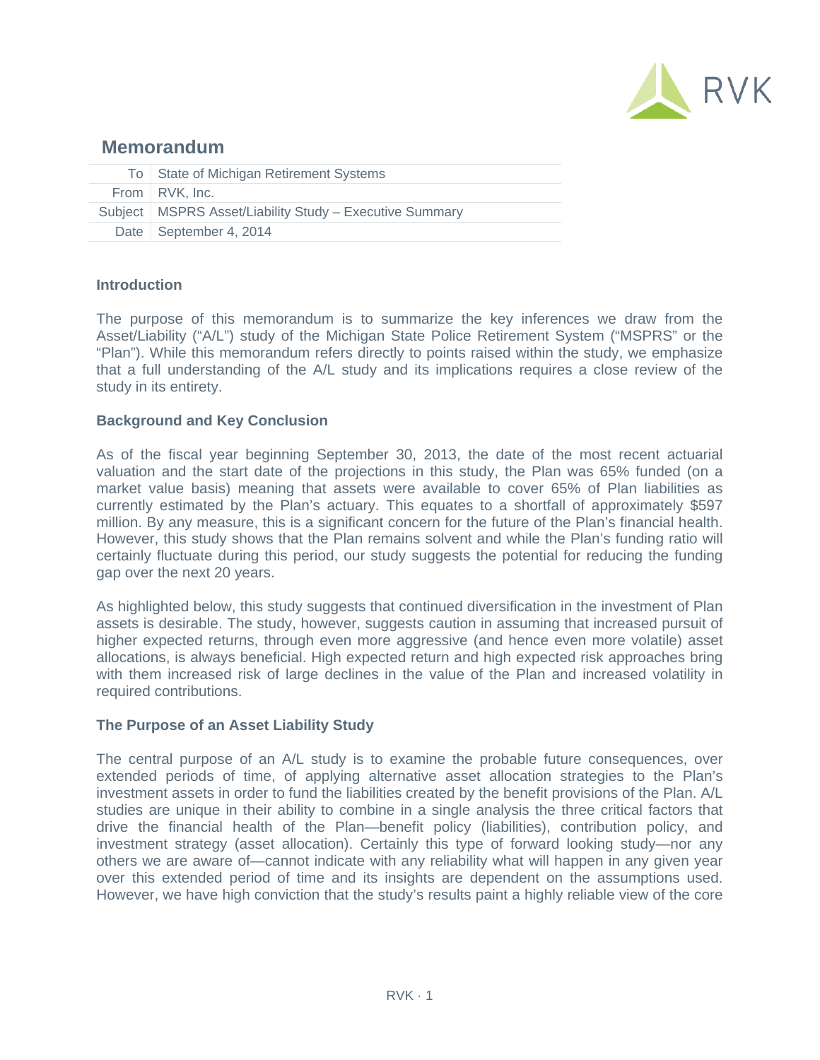## Memorandum

| | |
|---|---|
| To | State of Michigan Retirement Systems |
| From | RVK, Inc. |
| Subject | MSPRS Asset/Liability Study – Executive Summary |
| Date | September 4, 2014 |

### Introduction

The purpose of this memorandum is to summarize the key inferences we draw from the Asset/Liability ("A/L") study of the Michigan State Police Retirement System ("MSPRS" or the "Plan"). While this memorandum refers directly to points raised within the study, we emphasize that a full understanding of the A/L study and its implications requires a close review of the study in its entirety.

### Background and Key Conclusion

As of the fiscal year beginning September 30, 2013, the date of the most recent actuarial valuation and the start date of the projections in this study, the Plan was 65% funded (on a market value basis) meaning that assets were available to cover 65% of Plan liabilities as currently estimated by the Plan's actuary. This equates to a shortfall of approximately $597 million. By any measure, this is a significant concern for the future of the Plan's financial health. However, this study shows that the Plan remains solvent and while the Plan's funding ratio will certainly fluctuate during this period, our study suggests the potential for reducing the funding gap over the next 20 years.

As highlighted below, this study suggests that continued diversification in the investment of Plan assets is desirable. The study, however, suggests caution in assuming that increased pursuit of higher expected returns, through even more aggressive (and hence even more volatile) asset allocations, is always beneficial. High expected return and high expected risk approaches bring with them increased risk of large declines in the value of the Plan and increased volatility in required contributions.

### The Purpose of an Asset Liability Study

The central purpose of an A/L study is to examine the probable future consequences, over extended periods of time, of applying alternative asset allocation strategies to the Plan's investment assets in order to fund the liabilities created by the benefit provisions of the Plan. A/L studies are unique in their ability to combine in a single analysis the three critical factors that drive the financial health of the Plan—benefit policy (liabilities), contribution policy, and investment strategy (asset allocation). Certainly this type of forward looking study—nor any others we are aware of—cannot indicate with any reliability what will happen in any given year over this extended period of time and its insights are dependent on the assumptions used. However, we have high conviction that the study's results paint a highly reliable view of the core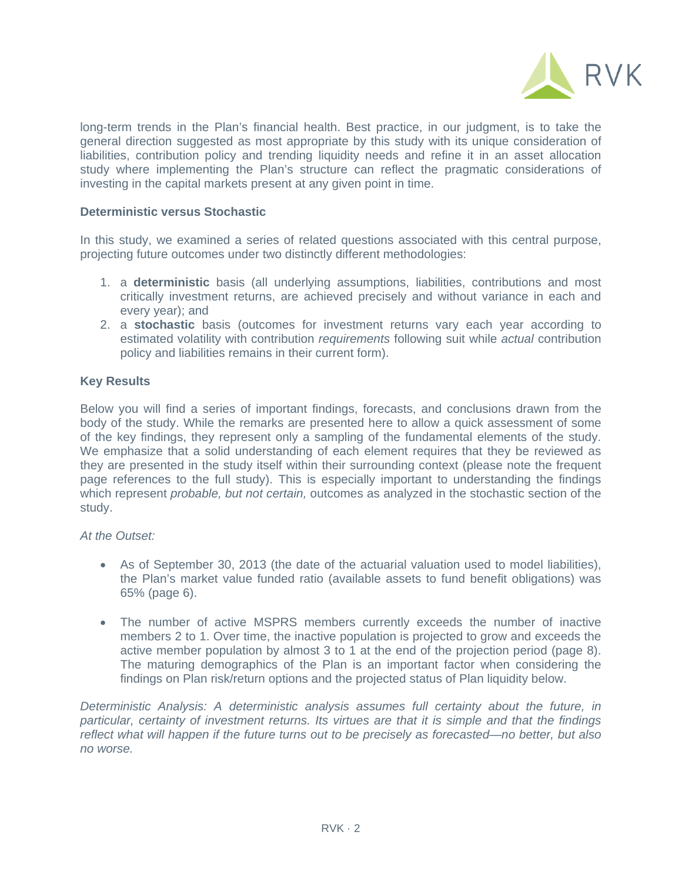long-term trends in the Plan's financial health. Best practice, in our judgment, is to take the general direction suggested as most appropriate by this study with its unique consideration of liabilities, contribution policy and trending liquidity needs and refine it in an asset allocation study where implementing the Plan's structure can reflect the pragmatic considerations of investing in the capital markets present at any given point in time.

**Deterministic versus Stochastic**

In this study, we examined a series of related questions associated with this central purpose, projecting future outcomes under two distinctly different methodologies:

1. a **deterministic** basis (all underlying assumptions, liabilities, contributions and most critically investment returns, are achieved precisely and without variance in each and every year); and
2. a **stochastic** basis (outcomes for investment returns vary each year according to estimated volatility with contribution *requirements* following suit while *actual* contribution policy and liabilities remains in their current form).

**Key Results**

Below you will find a series of important findings, forecasts, and conclusions drawn from the body of the study. While the remarks are presented here to allow a quick assessment of some of the key findings, they represent only a sampling of the fundamental elements of the study. We emphasize that a solid understanding of each element requires that they be reviewed as they are presented in the study itself within their surrounding context (please note the frequent page references to the full study). This is especially important to understanding the findings which represent *probable, but not certain,* outcomes as analyzed in the stochastic section of the study.

*At the Outset:*

- As of September 30, 2013 (the date of the actuarial valuation used to model liabilities), the Plan's market value funded ratio (available assets to fund benefit obligations) was 65% (page 6).

- The number of active MSPRS members currently exceeds the number of inactive members 2 to 1. Over time, the inactive population is projected to grow and exceeds the active member population by almost 3 to 1 at the end of the projection period (page 8). The maturing demographics of the Plan is an important factor when considering the findings on Plan risk/return options and the projected status of Plan liquidity below.

*Deterministic Analysis: A deterministic analysis assumes full certainty about the future, in particular, certainty of investment returns. Its virtues are that it is simple and that the findings reflect what will happen if the future turns out to be precisely as forecasted—no better, but also no worse.*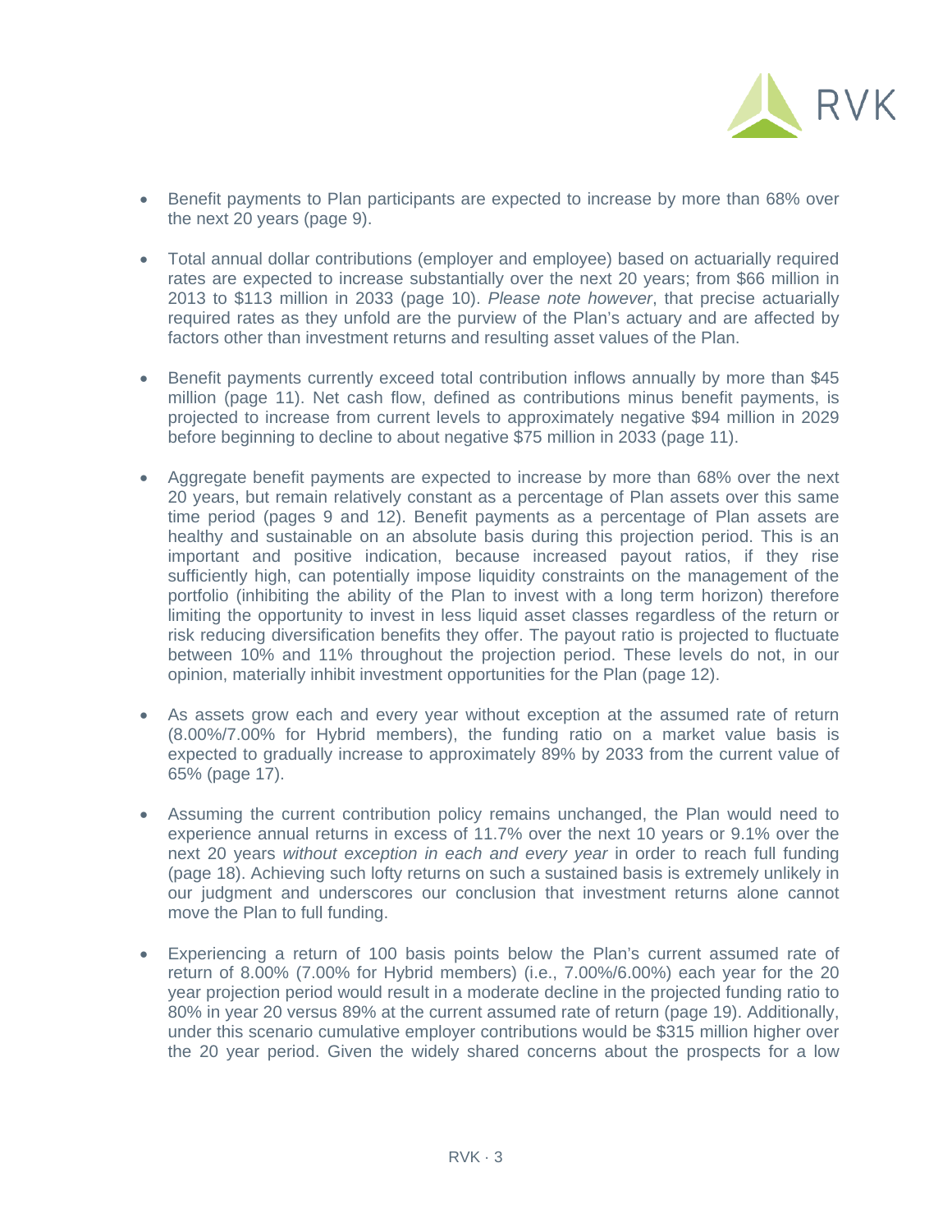- Benefit payments to Plan participants are expected to increase by more than 68% over the next 20 years (page 9).

- Total annual dollar contributions (employer and employee) based on actuarially required rates are expected to increase substantially over the next 20 years; from $66 million in 2013 to $113 million in 2033 (page 10). *Please note however*, that precise actuarially required rates as they unfold are the purview of the Plan's actuary and are affected by factors other than investment returns and resulting asset values of the Plan.

- Benefit payments currently exceed total contribution inflows annually by more than $45 million (page 11). Net cash flow, defined as contributions minus benefit payments, is projected to increase from current levels to approximately negative $94 million in 2029 before beginning to decline to about negative $75 million in 2033 (page 11).

- Aggregate benefit payments are expected to increase by more than 68% over the next 20 years, but remain relatively constant as a percentage of Plan assets over this same time period (pages 9 and 12). Benefit payments as a percentage of Plan assets are healthy and sustainable on an absolute basis during this projection period. This is an important and positive indication, because increased payout ratios, if they rise sufficiently high, can potentially impose liquidity constraints on the management of the portfolio (inhibiting the ability of the Plan to invest with a long term horizon) therefore limiting the opportunity to invest in less liquid asset classes regardless of the return or risk reducing diversification benefits they offer. The payout ratio is projected to fluctuate between 10% and 11% throughout the projection period. These levels do not, in our opinion, materially inhibit investment opportunities for the Plan (page 12).

- As assets grow each and every year without exception at the assumed rate of return (8.00%/7.00% for Hybrid members), the funding ratio on a market value basis is expected to gradually increase to approximately 89% by 2033 from the current value of 65% (page 17).

- Assuming the current contribution policy remains unchanged, the Plan would need to experience annual returns in excess of 11.7% over the next 10 years or 9.1% over the next 20 years *without exception in each and every year* in order to reach full funding (page 18). Achieving such lofty returns on such a sustained basis is extremely unlikely in our judgment and underscores our conclusion that investment returns alone cannot move the Plan to full funding.

- Experiencing a return of 100 basis points below the Plan's current assumed rate of return of 8.00% (7.00% for Hybrid members) (i.e., 7.00%/6.00%) each year for the 20 year projection period would result in a moderate decline in the projected funding ratio to 80% in year 20 versus 89% at the current assumed rate of return (page 19). Additionally, under this scenario cumulative employer contributions would be $315 million higher over the 20 year period. Given the widely shared concerns about the prospects for a low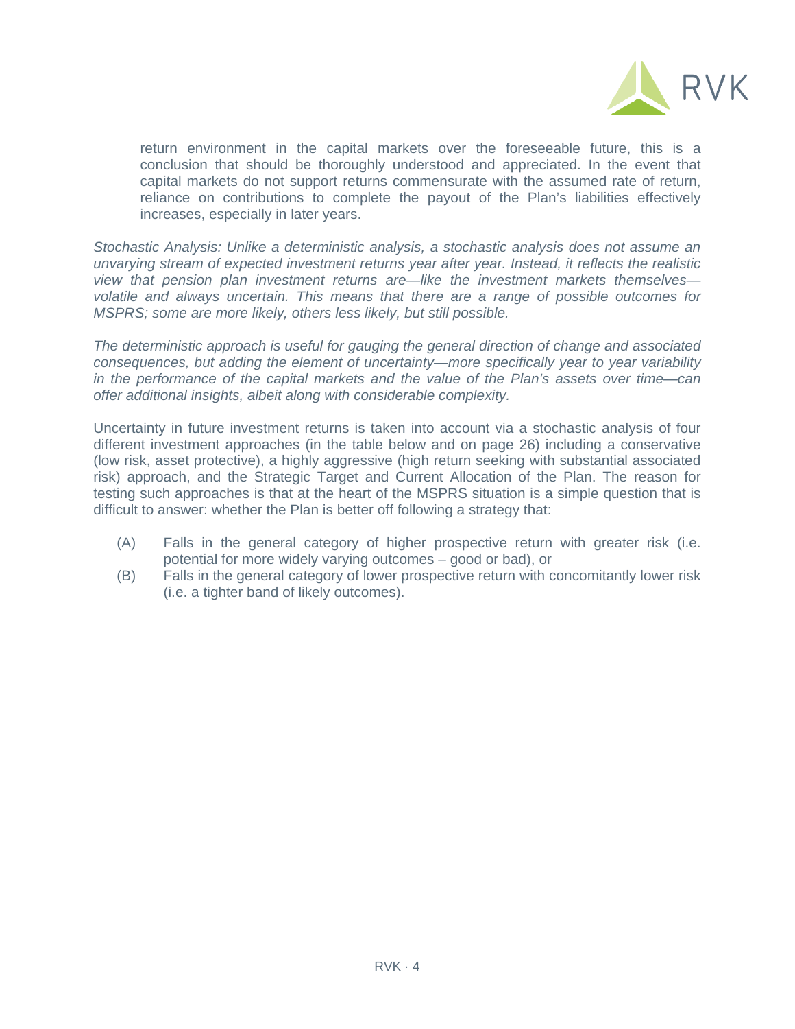return environment in the capital markets over the foreseeable future, this is a conclusion that should be thoroughly understood and appreciated. In the event that capital markets do not support returns commensurate with the assumed rate of return, reliance on contributions to complete the payout of the Plan's liabilities effectively increases, especially in later years.

*Stochastic Analysis: Unlike a deterministic analysis, a stochastic analysis does not assume an unvarying stream of expected investment returns year after year. Instead, it reflects the realistic view that pension plan investment returns are—like the investment markets themselves—volatile and always uncertain. This means that there are a range of possible outcomes for MSPRS; some are more likely, others less likely, but still possible.*

*The deterministic approach is useful for gauging the general direction of change and associated consequences, but adding the element of uncertainty—more specifically year to year variability in the performance of the capital markets and the value of the Plan's assets over time—can offer additional insights, albeit along with considerable complexity.*

Uncertainty in future investment returns is taken into account via a stochastic analysis of four different investment approaches (in the table below and on page 26) including a conservative (low risk, asset protective), a highly aggressive (high return seeking with substantial associated risk) approach, and the Strategic Target and Current Allocation of the Plan. The reason for testing such approaches is that at the heart of the MSPRS situation is a simple question that is difficult to answer: whether the Plan is better off following a strategy that:

(A) Falls in the general category of higher prospective return with greater risk (i.e. potential for more widely varying outcomes – good or bad), or

(B) Falls in the general category of lower prospective return with concomitantly lower risk (i.e. a tighter band of likely outcomes).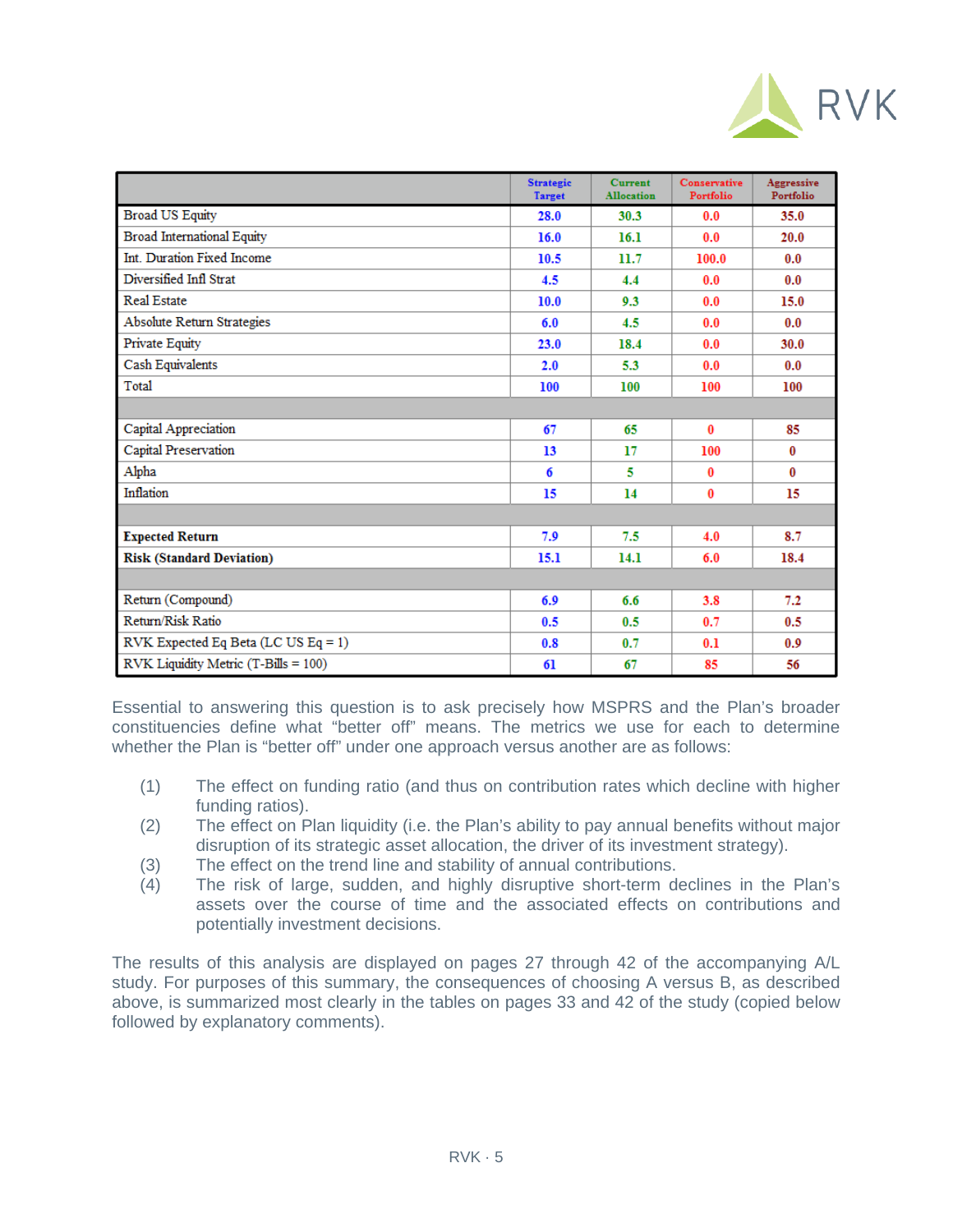| | Strategic Target | Current Allocation | Conservative Portfolio | Aggressive Portfolio |
|---|---|---|---|---|
| Broad US Equity | 28.0 | 30.3 | 0.0 | 35.0 |
| Broad International Equity | 16.0 | 16.1 | 0.0 | 20.0 |
| Int. Duration Fixed Income | 10.5 | 11.7 | 100.0 | 0.0 |
| Diversified Infl Strat | 4.5 | 4.4 | 0.0 | 0.0 |
| Real Estate | 10.0 | 9.3 | 0.0 | 15.0 |
| Absolute Return Strategies | 6.0 | 4.5 | 0.0 | 0.0 |
| Private Equity | 23.0 | 18.4 | 0.0 | 30.0 |
| Cash Equivalents | 2.0 | 5.3 | 0.0 | 0.0 |
| Total | 100 | 100 | 100 | 100 |
| | | | | |
| Capital Appreciation | 67 | 65 | 0 | 85 |
| Capital Preservation | 13 | 17 | 100 | 0 |
| Alpha | 6 | 5 | 0 | 0 |
| Inflation | 15 | 14 | 0 | 15 |
| | | | | |
| **Expected Return** | 7.9 | 7.5 | 4.0 | 8.7 |
| **Risk (Standard Deviation)** | 15.1 | 14.1 | 6.0 | 18.4 |
| | | | | |
| Return (Compound) | 6.9 | 6.6 | 3.8 | 7.2 |
| Return/Risk Ratio | 0.5 | 0.5 | 0.7 | 0.5 |
| RVK Expected Eq Beta (LC US Eq = 1) | 0.8 | 0.7 | 0.1 | 0.9 |
| RVK Liquidity Metric (T-Bills = 100) | 61 | 67 | 85 | 56 |

Essential to answering this question is to ask precisely how MSPRS and the Plan's broader constituencies define what "better off" means. The metrics we use for each to determine whether the Plan is "better off" under one approach versus another are as follows:

(1) The effect on funding ratio (and thus on contribution rates which decline with higher funding ratios).

(2) The effect on Plan liquidity (i.e. the Plan's ability to pay annual benefits without major disruption of its strategic asset allocation, the driver of its investment strategy).

(3) The effect on the trend line and stability of annual contributions.

(4) The risk of large, sudden, and highly disruptive short-term declines in the Plan's assets over the course of time and the associated effects on contributions and potentially investment decisions.

The results of this analysis are displayed on pages 27 through 42 of the accompanying A/L study. For purposes of this summary, the consequences of choosing A versus B, as described above, is summarized most clearly in the tables on pages 33 and 42 of the study (copied below followed by explanatory comments).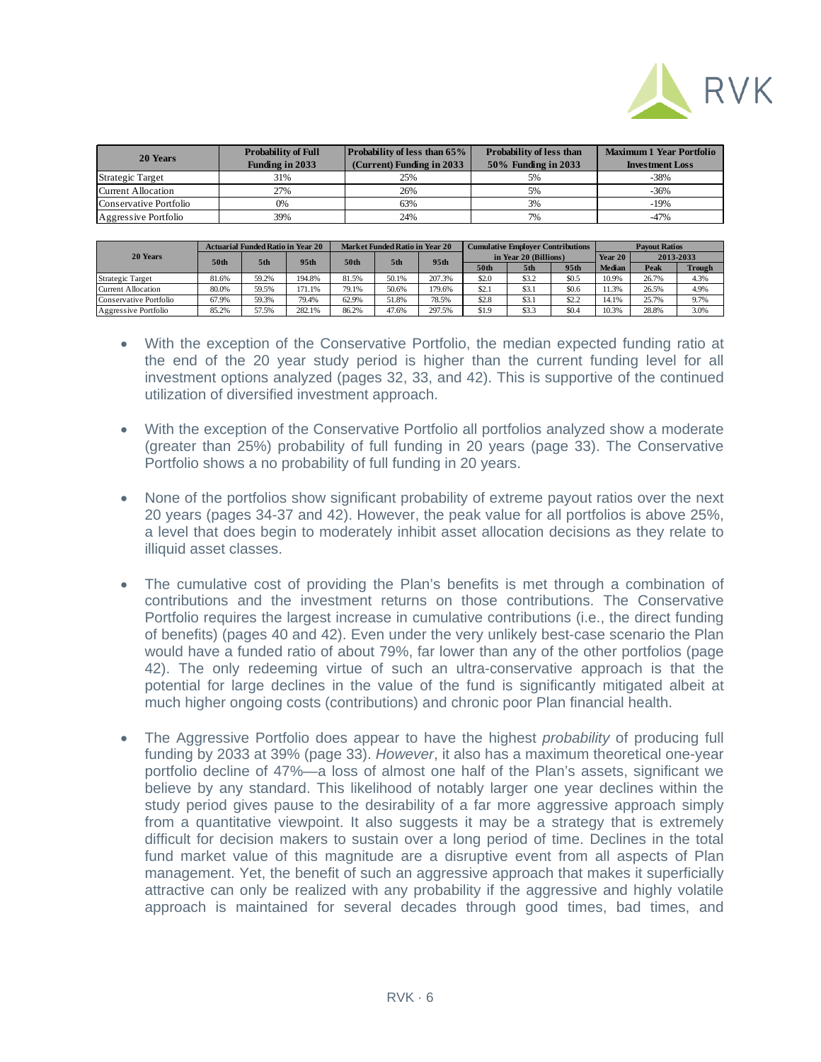| 20 Years | Probability of Full Funding in 2033 | Probability of less than 65% (Current) Funding in 2033 | Probability of less than 50% Funding in 2033 | Maximum 1 Year Portfolio Investment Loss |
|---|---|---|---|---|
| Strategic Target | 31% | 25% | 5% | -38% |
| Current Allocation | 27% | 26% | 5% | -36% |
| Conservative Portfolio | 0% | 63% | 3% | -19% |
| Aggressive Portfolio | 39% | 24% | 7% | -47% |

| 20 Years | Actuarial Funded Ratio in Year 20 | | | Market Funded Ratio in Year 20 | | | Cumulative Employer Contributions in Year 20 (Billions) | | | Payout Ratios | | |
|---|---|---|---|---|---|---|---|---|---|---|---|---|
| | | | | | | | | | | Year 20 | 2013-2033 | |
| | 50th | 5th | 95th | 50th | 5th | 95th | 50th | 5th | 95th | Median | Peak | Trough |
| Strategic Target | 81.6% | 59.2% | 194.8% | 81.5% | 50.1% | 207.3% | $2.0 | $3.2 | $0.5 | 10.9% | 26.7% | 4.3% |
| Current Allocation | 80.0% | 59.5% | 171.1% | 79.1% | 50.6% | 179.6% | $2.1 | $3.1 | $0.6 | 11.3% | 26.5% | 4.9% |
| Conservative Portfolio | 67.9% | 59.3% | 79.4% | 62.9% | 51.8% | 78.5% | $2.8 | $3.1 | $2.2 | 14.1% | 25.7% | 9.7% |
| Aggressive Portfolio | 85.2% | 57.5% | 282.1% | 86.2% | 47.6% | 297.5% | $1.9 | $3.3 | $0.4 | 10.3% | 28.8% | 3.0% |

- With the exception of the Conservative Portfolio, the median expected funding ratio at the end of the 20 year study period is higher than the current funding level for all investment options analyzed (pages 32, 33, and 42). This is supportive of the continued utilization of diversified investment approach.

- With the exception of the Conservative Portfolio all portfolios analyzed show a moderate (greater than 25%) probability of full funding in 20 years (page 33). The Conservative Portfolio shows a no probability of full funding in 20 years.

- None of the portfolios show significant probability of extreme payout ratios over the next 20 years (pages 34-37 and 42). However, the peak value for all portfolios is above 25%, a level that does begin to moderately inhibit asset allocation decisions as they relate to illiquid asset classes.

- The cumulative cost of providing the Plan's benefits is met through a combination of contributions and the investment returns on those contributions. The Conservative Portfolio requires the largest increase in cumulative contributions (i.e., the direct funding of benefits) (pages 40 and 42). Even under the very unlikely best-case scenario the Plan would have a funded ratio of about 79%, far lower than any of the other portfolios (page 42). The only redeeming virtue of such an ultra-conservative approach is that the potential for large declines in the value of the fund is significantly mitigated albeit at much higher ongoing costs (contributions) and chronic poor Plan financial health.

- The Aggressive Portfolio does appear to have the highest *probability* of producing full funding by 2033 at 39% (page 33). *However*, it also has a maximum theoretical one-year portfolio decline of 47%—a loss of almost one half of the Plan's assets, significant we believe by any standard. This likelihood of notably larger one year declines within the study period gives pause to the desirability of a far more aggressive approach simply from a quantitative viewpoint. It also suggests it may be a strategy that is extremely difficult for decision makers to sustain over a long period of time. Declines in the total fund market value of this magnitude are a disruptive event from all aspects of Plan management. Yet, the benefit of such an aggressive approach that makes it superficially attractive can only be realized with any probability if the aggressive and highly volatile approach is maintained for several decades through good times, bad times, and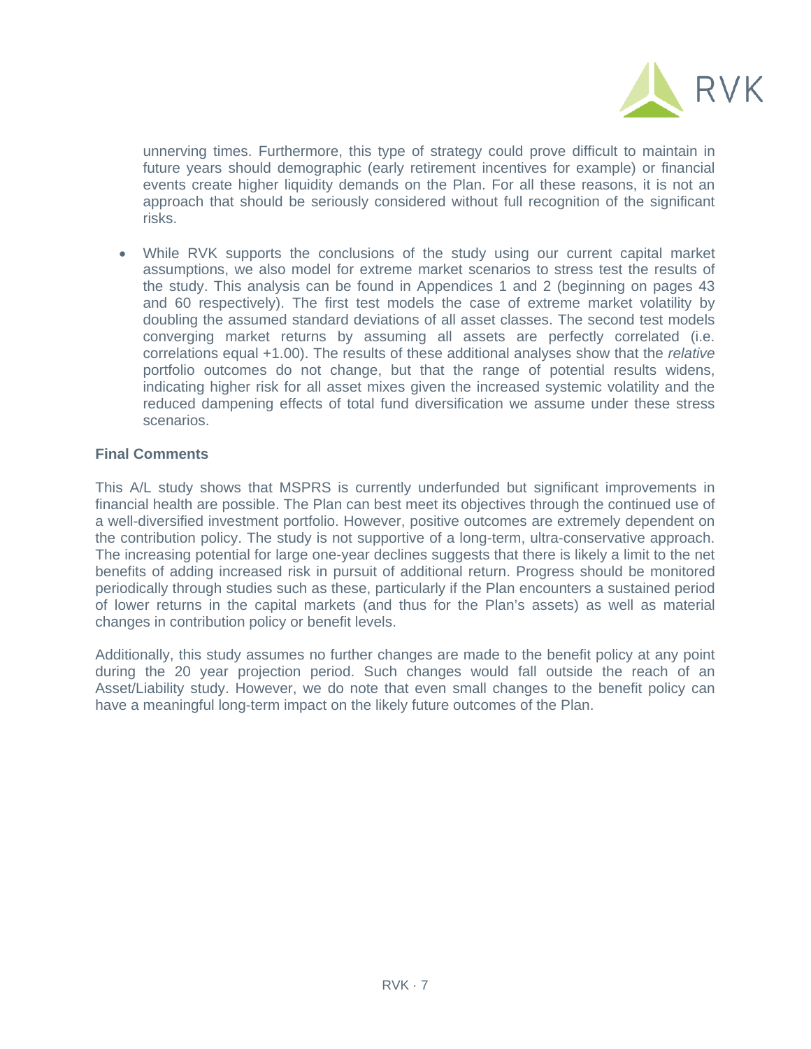unnerving times. Furthermore, this type of strategy could prove difficult to maintain in future years should demographic (early retirement incentives for example) or financial events create higher liquidity demands on the Plan. For all these reasons, it is not an approach that should be seriously considered without full recognition of the significant risks.

- While RVK supports the conclusions of the study using our current capital market assumptions, we also model for extreme market scenarios to stress test the results of the study. This analysis can be found in Appendices 1 and 2 (beginning on pages 43 and 60 respectively). The first test models the case of extreme market volatility by doubling the assumed standard deviations of all asset classes. The second test models converging market returns by assuming all assets are perfectly correlated (i.e. correlations equal +1.00). The results of these additional analyses show that the *relative* portfolio outcomes do not change, but that the range of potential results widens, indicating higher risk for all asset mixes given the increased systemic volatility and the reduced dampening effects of total fund diversification we assume under these stress scenarios.

**Final Comments**

This A/L study shows that MSPRS is currently underfunded but significant improvements in financial health are possible. The Plan can best meet its objectives through the continued use of a well-diversified investment portfolio. However, positive outcomes are extremely dependent on the contribution policy. The study is not supportive of a long-term, ultra-conservative approach. The increasing potential for large one-year declines suggests that there is likely a limit to the net benefits of adding increased risk in pursuit of additional return. Progress should be monitored periodically through studies such as these, particularly if the Plan encounters a sustained period of lower returns in the capital markets (and thus for the Plan's assets) as well as material changes in contribution policy or benefit levels.

Additionally, this study assumes no further changes are made to the benefit policy at any point during the 20 year projection period. Such changes would fall outside the reach of an Asset/Liability study. However, we do note that even small changes to the benefit policy can have a meaningful long-term impact on the likely future outcomes of the Plan.